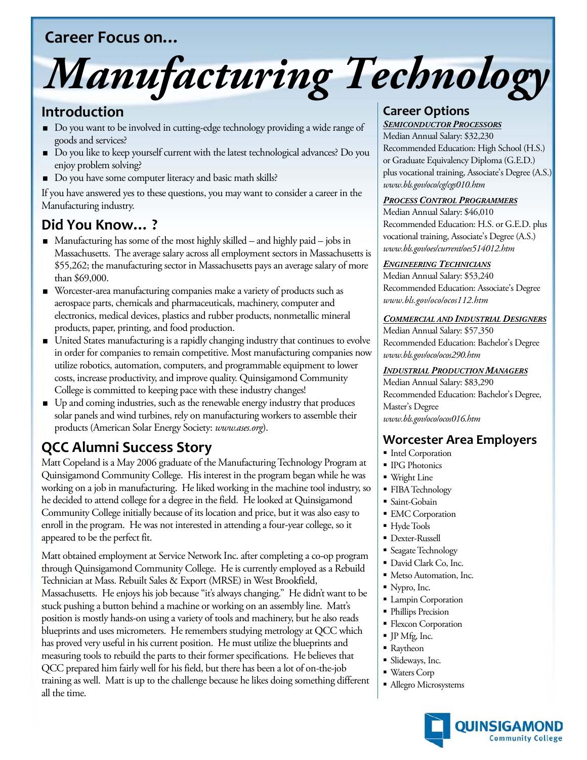Career Focus on...

# Manufacturing Technology

## Introduction

- Do you want to be involved in cutting-edge technology providing a wide range of goods and services?
- Do you like to keep yourself current with the latest technological advances? Do you enjoy problem solving?
- Do you have some computer literacy and basic math skills?

If you have answered yes to these questions, you may want to consider a career in the Manufacturing industry.

## Did You Know… ?

- Manufacturing has some of the most highly skilled – and highly paid – jobs in Massachusetts. The average salary across all employment sectors in Massachusetts is $55,262; the manufacturing sector in Massachusetts pays an average salary of more than $69,000.
- Worcester-area manufacturing companies make a variety of products such as aerospace parts, chemicals and pharmaceuticals, machinery, computer and electronics, medical devices, plastics and rubber products, nonmetallic mineral products, paper, printing, and food production.
- United States manufacturing is a rapidly changing industry that continues to evolve in order for companies to remain competitive. Most manufacturing companies now utilize robotics, automation, computers, and programmable equipment to lower costs, increase productivity, and improve quality. Quinsigamond Community College is committed to keeping pace with these industry changes!
- Up and coming industries, such as the renewable energy industry that produces solar panels and wind turbines, rely on manufacturing workers to assemble their products (American Solar Energy Society: *www.ases.org*).

## QCC Alumni Success Story

Matt Copeland is a May 2006 graduate of the Manufacturing Technology Program at Quinsigamond Community College. His interest in the program began while he was working on a job in manufacturing. He liked working in the machine tool industry, so he decided to attend college for a degree in the field. He looked at Quinsigamond Community College initially because of its location and price, but it was also easy to enroll in the program. He was not interested in attending a four-year college, so it appeared to be the perfect fit.

Matt obtained employment at Service Network Inc. after completing a co-op program through Quinsigamond Community College. He is currently employed as a Rebuild Technician at Mass. Rebuilt Sales & Export (MRSE) in West Brookfield, Massachusetts. He enjoys his job because "it's always changing." He didn't want to be stuck pushing a button behind a machine or working on an assembly line. Matt's position is mostly hands-on using a variety of tools and machinery, but he also reads blueprints and uses micrometers. He remembers studying metrology at QCC which has proved very useful in his current position. He must utilize the blueprints and measuring tools to rebuild the parts to their former specifications. He believes that QCC prepared him fairly well for his field, but there has been a lot of on-the-job training as well. Matt is up to the challenge because he likes doing something different all the time.

## Career Options

***Semiconductor Processors***

Median Annual Salary: $32,230
Recommended Education: High School (H.S.) or Graduate Equivalency Diploma (G.E.D.) plus vocational training, Associate's Degree (A.S.)
*www.bls.gov/oco/cg/cgs010.htm*

***Process Control Programmers***

Median Annual Salary: $46,010
Recommended Education: H.S. or G.E.D. plus vocational training, Associate's Degree (A.S.)
*www.bls.gov/oes/current/oes514012.htm*

***Engineering Technicians***

Median Annual Salary: $53,240
Recommended Education: Associate's Degree
*www.bls.gov/oco/ocos112.htm*

***Commercial and Industrial Designers***

Median Annual Salary: $57,350
Recommended Education: Bachelor's Degree
*www.bls.gov/oco/ocos290.htm*

***Industrial Production Managers***

Median Annual Salary: $83,290
Recommended Education: Bachelor's Degree, Master's Degree
*www.bls.gov/oco/ocos016.htm*

## Worcester Area Employers

- Intel Corporation
- IPG Photonics
- Wright Line
- FIBA Technology
- Saint-Gobain
- EMC Corporation
- Hyde Tools
- Dexter-Russell
- Seagate Technology
- David Clark Co, Inc.
- Metso Automation, Inc.
- Nypro, Inc.
- Lampin Corporation
- Phillips Precision
- Flexcon Corporation
- JP Mfg, Inc.
- Raytheon
- Slideways, Inc.
- Waters Corp
- Allegro Microsystems

QUINSIGAMOND Community College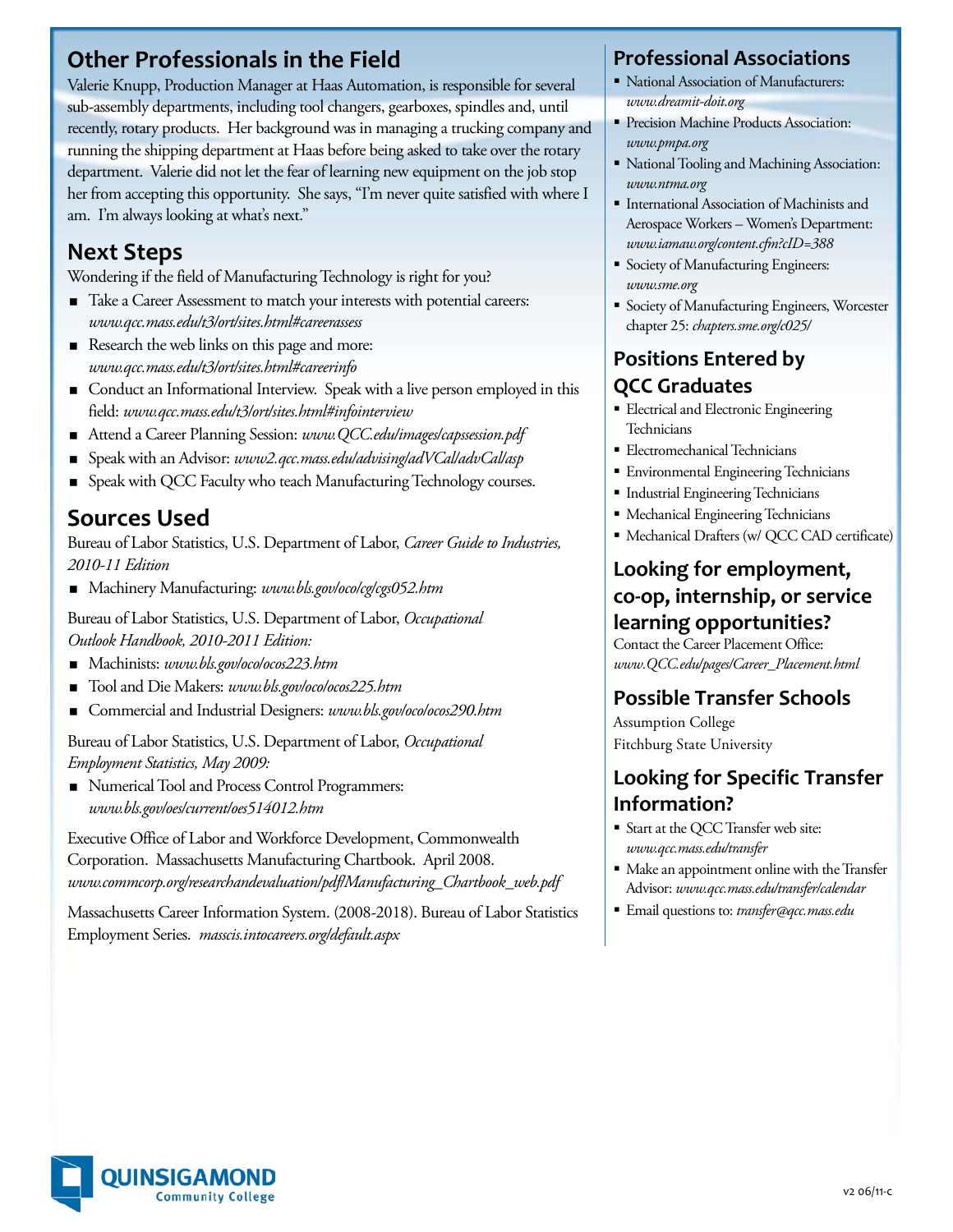## Other Professionals in the Field

Valerie Knupp, Production Manager at Haas Automation, is responsible for several sub-assembly departments, including tool changers, gearboxes, spindles and, until recently, rotary products. Her background was in managing a trucking company and running the shipping department at Haas before being asked to take over the rotary department. Valerie did not let the fear of learning new equipment on the job stop her from accepting this opportunity. She says, "I'm never quite satisfied with where I am. I'm always looking at what's next."

## Next Steps

Wondering if the field of Manufacturing Technology is right for you?

- Take a Career Assessment to match your interests with potential careers: *www.qcc.mass.edu/t3/ort/sites.html#careerassess*
- Research the web links on this page and more: *www.qcc.mass.edu/t3/ort/sites.html#careerinfo*
- Conduct an Informational Interview. Speak with a live person employed in this field: *www.qcc.mass.edu/t3/ort/sites.html#infointerview*
- Attend a Career Planning Session: *www.QCC.edu/images/capssession.pdf*
- Speak with an Advisor: *www2.qcc.mass.edu/advising/adVCal/advCal/asp*
- Speak with QCC Faculty who teach Manufacturing Technology courses.

## Sources Used

Bureau of Labor Statistics, U.S. Department of Labor, *Career Guide to Industries, 2010-11 Edition*

- Machinery Manufacturing: *www.bls.gov/oco/cg/cgs052.htm*

Bureau of Labor Statistics, U.S. Department of Labor, *Occupational Outlook Handbook, 2010-2011 Edition:*

- Machinists: *www.bls.gov/oco/ocos223.htm*
- Tool and Die Makers: *www.bls.gov/oco/ocos225.htm*
- Commercial and Industrial Designers: *www.bls.gov/oco/ocos290.htm*

Bureau of Labor Statistics, U.S. Department of Labor, *Occupational Employment Statistics, May 2009:*

- Numerical Tool and Process Control Programmers: *www.bls.gov/oes/current/oes514012.htm*

Executive Office of Labor and Workforce Development, Commonwealth Corporation. Massachusetts Manufacturing Chartbook. April 2008. *www.commcorp.org/researchandevaluation/pdf/Manufacturing_Chartbook_web.pdf*

Massachusetts Career Information System. (2008-2018). Bureau of Labor Statistics Employment Series. *masscis.intocareers.org/default.aspx*

## Professional Associations

- National Association of Manufacturers: *www.dreamit-doit.org*
- Precision Machine Products Association: *www.pmpa.org*
- National Tooling and Machining Association: *www.ntma.org*
- International Association of Machinists and Aerospace Workers – Women's Department: *www.iamaw.org/content.cfm?cID=388*
- Society of Manufacturing Engineers: *www.sme.org*
- Society of Manufacturing Engineers, Worcester chapter 25: *chapters.sme.org/c025/*

## Positions Entered by QCC Graduates

- Electrical and Electronic Engineering Technicians
- Electromechanical Technicians
- Environmental Engineering Technicians
- Industrial Engineering Technicians
- Mechanical Engineering Technicians
- Mechanical Drafters (w/ QCC CAD certificate)

## Looking for employment, co-op, internship, or service learning opportunities?

Contact the Career Placement Office: *www.QCC.edu/pages/Career_Placement.html*

## Possible Transfer Schools

Assumption College
Fitchburg State University

## Looking for Specific Transfer Information?

- Start at the QCC Transfer web site: *www.qcc.mass.edu/transfer*
- Make an appointment online with the Transfer Advisor: *www.qcc.mass.edu/transfer/calendar*
- Email questions to: *transfer@qcc.mass.edu*

QUINSIGAMOND Community College

v2 06/11-c